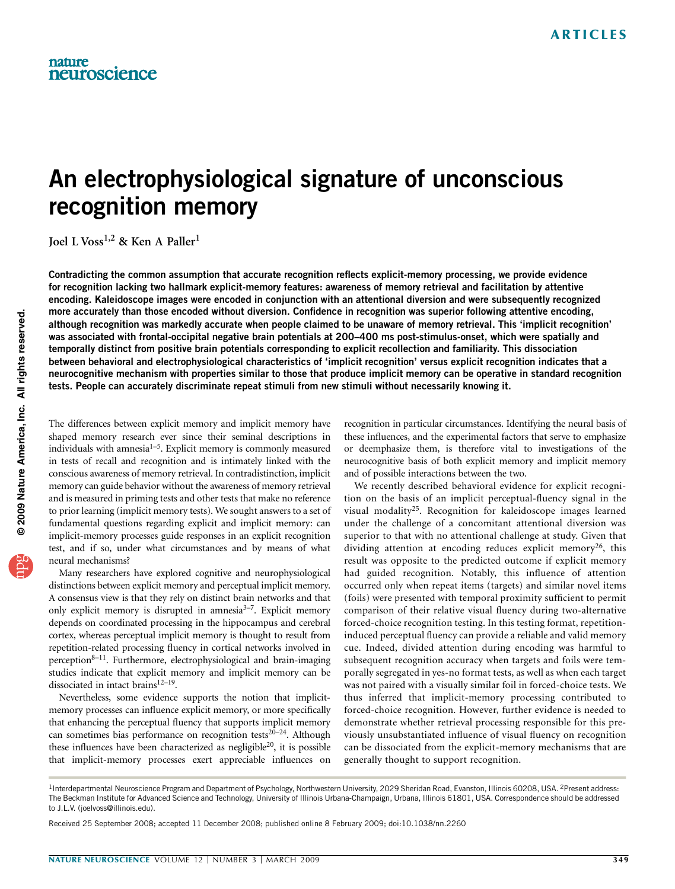# An electrophysiological signature of unconscious recognition memory

Joel L Voss[1,2] & Ken A Paller[1]

**Contradicting the common assumption that accurate recognition reflects explicit-memory processing, we provide evidence for recognition lacking two hallmark explicit-memory features: awareness of memory retrieval and facilitation by attentive encoding. Kaleidoscope images were encoded in conjunction with an attentional diversion and were subsequently recognized more accurately than those encoded without diversion. Confidence in recognition was superior following attentive encoding, although recognition was markedly accurate when people claimed to be unaware of memory retrieval. This 'implicit recognition' was associated with frontal-occipital negative brain potentials at 200–400 ms post-stimulus-onset, which were spatially and temporally distinct from positive brain potentials corresponding to explicit recollection and familiarity. This dissociation between behavioral and electrophysiological characteristics of 'implicit recognition' versus explicit recognition indicates that a neurocognitive mechanism with properties similar to those that produce implicit memory can be operative in standard recognition tests. People can accurately discriminate repeat stimuli from new stimuli without necessarily knowing it.**

The differences between explicit memory and implicit memory have shaped memory research ever since their seminal descriptions in individuals with amnesia[1–5]. Explicit memory is commonly measured in tests of recall and recognition and is intimately linked with the conscious awareness of memory retrieval. In contradistinction, implicit memory can guide behavior without the awareness of memory retrieval and is measured in priming tests and other tests that make no reference to prior learning (implicit memory tests). We sought answers to a set of fundamental questions regarding explicit and implicit memory: can implicit-memory processes guide responses in an explicit recognition test, and if so, under what circumstances and by means of what neural mechanisms?

Many researchers have explored cognitive and neurophysiological distinctions between explicit memory and perceptual implicit memory. A consensus view is that they rely on distinct brain networks and that only explicit memory is disrupted in amnesia[3–7]. Explicit memory depends on coordinated processing in the hippocampus and cerebral cortex, whereas perceptual implicit memory is thought to result from repetition-related processing fluency in cortical networks involved in perception[8–11]. Furthermore, electrophysiological and brain-imaging studies indicate that explicit memory and implicit memory can be dissociated in intact brains[12–19].

Nevertheless, some evidence supports the notion that implicit-memory processes can influence explicit memory, or more specifically that enhancing the perceptual fluency that supports implicit memory can sometimes bias performance on recognition tests[20–24]. Although these influences have been characterized as negligible[20], it is possible that implicit-memory processes exert appreciable influences on recognition in particular circumstances. Identifying the neural basis of these influences, and the experimental factors that serve to emphasize or deemphasize them, is therefore vital to investigations of the neurocognitive basis of both explicit memory and implicit memory and of possible interactions between the two.

We recently described behavioral evidence for explicit recognition on the basis of an implicit perceptual-fluency signal in the visual modality[25]. Recognition for kaleidoscope images learned under the challenge of a concomitant attentional diversion was superior to that with no attentional challenge at study. Given that dividing attention at encoding reduces explicit memory[26], this result was opposite to the predicted outcome if explicit memory had guided recognition. Notably, this influence of attention occurred only when repeat items (targets) and similar novel items (foils) were presented with temporal proximity sufficient to permit comparison of their relative visual fluency during two-alternative forced-choice recognition testing. In this testing format, repetition-induced perceptual fluency can provide a reliable and valid memory cue. Indeed, divided attention during encoding was harmful to subsequent recognition accuracy when targets and foils were temporally segregated in yes-no format tests, as well as when each target was not paired with a visually similar foil in forced-choice tests. We thus inferred that implicit-memory processing contributed to forced-choice recognition. However, further evidence is needed to demonstrate whether retrieval processing responsible for this previously unsubstantiated influence of visual fluency on recognition can be dissociated from the explicit-memory mechanisms that are generally thought to support recognition.

[1]Interdepartmental Neuroscience Program and Department of Psychology, Northwestern University, 2029 Sheridan Road, Evanston, Illinois 60208, USA. [2]Present address: The Beckman Institute for Advanced Science and Technology, University of Illinois Urbana-Champaign, Urbana, Illinois 61801, USA. Correspondence should be addressed to J.L.V. (joelvoss@illinois.edu).

Received 25 September 2008; accepted 11 December 2008; published online 8 February 2009; doi:10.1038/nn.2260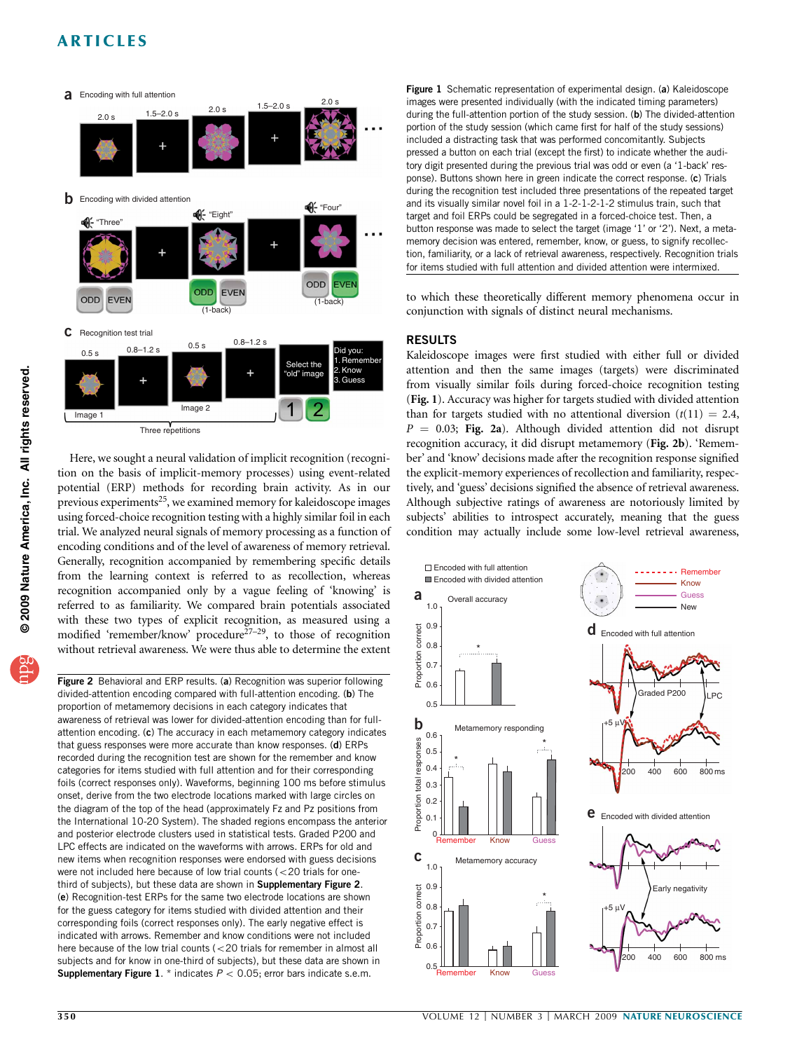a Encoding with full attention

2.0 s
1.5–2.0 s
2.0 s
1.5–2.0 s
2.0 s

b Encoding with divided attention

"Three"
"Eight"
"Four"
ODD EVEN
ODD EVEN
(1-back)
ODD EVEN
(1-back)

c Recognition test trial

0.5 s
0.8–1.2 s
0.5 s
0.8–1.2 s
Image 1
Image 2
Select the "old" image
Did you: 1. Remember 2. Know 3. Guess
1 2
Three repetitions

**Figure 1** Schematic representation of experimental design. (**a**) Kaleidoscope images were presented individually (with the indicated timing parameters) during the full-attention portion of the study session. (**b**) The divided-attention portion of the study session (which came first for half of the study sessions) included a distracting task that was performed concomitantly. Subjects pressed a button on each trial (except the first) to indicate whether the auditory digit presented during the previous trial was odd or even (a '1-back' response). Buttons shown here in green indicate the correct response. (**c**) Trials during the recognition test included three presentations of the repeated target and its visually similar novel foil in a 1-2-1-2-1-2 stimulus train, such that target and foil ERPs could be segregated in a forced-choice test. Then, a button response was made to select the target (image '1' or '2'). Next, a metamemory decision was entered, remember, know, or guess, to signify recollection, familiarity, or a lack of retrieval awareness, respectively. Recognition trials for items studied with full attention and divided attention were intermixed.

Here, we sought a neural validation of implicit recognition (recognition on the basis of implicit-memory processes) using event-related potential (ERP) methods for recording brain activity. As in our previous experiments[25], we examined memory for kaleidoscope images using forced-choice recognition testing with a highly similar foil in each trial. We analyzed neural signals of memory processing as a function of encoding conditions and of the level of awareness of memory retrieval. Generally, recognition accompanied by remembering specific details from the learning context is referred to as recollection, whereas recognition accompanied only by a vague feeling of 'knowing' is referred to as familiarity. We compared brain potentials associated with these two types of explicit recognition, as measured using a modified 'remember/know' procedure[27–29], to those of recognition without retrieval awareness. We were thus able to determine the extent to which these theoretically different memory phenomena occur in conjunction with signals of distinct neural mechanisms.

## RESULTS

Kaleidoscope images were first studied with either full or divided attention and then the same images (targets) were discriminated from visually similar foils during forced-choice recognition testing (**Fig. 1**). Accuracy was higher for targets studied with divided attention than for targets studied with no attentional diversion ($t(11) = 2.4$, $P = 0.03$; **Fig. 2a**). Although divided attention did not disrupt recognition accuracy, it did disrupt metamemory (**Fig. 2b**). 'Remember' and 'know' decisions made after the recognition response signified the explicit-memory experiences of recollection and familiarity, respectively, and 'guess' decisions signified the absence of retrieval awareness. Although subjective ratings of awareness are notoriously limited by subjects' abilities to introspect accurately, meaning that the guess condition may actually include some low-level retrieval awareness,

Encoded with full attention
Encoded with divided attention

a Overall accuracy
Proportion correct
1.0 0.9 0.8 0.7 0.6 0.5
*

b Metamemory responding
Proportion total responses
0.6 0.5 0.4 0.3 0.2 0.1 0
Remember Know Guess
* *

c Metamemory accuracy
Proportion correct
1.0 0.9 0.8 0.7 0.6 0.5
Remember Know Guess
*

Remember
Know
Guess
New

d Encoded with full attention
Graded P200
LPC
+5 μV
200 400 600 800 ms

e Encoded with divided attention
Early negativity
+5 μV
200 400 600 800 ms

**Figure 2** Behavioral and ERP results. (**a**) Recognition was superior following divided-attention encoding compared with full-attention encoding. (**b**) The proportion of metamemory decisions in each category indicates that awareness of retrieval was lower for divided-attention encoding than for full-attention encoding. (**c**) The accuracy in each metamemory category indicates that guess responses were more accurate than know responses. (**d**) ERPs recorded during the recognition test are shown for the remember and know categories for items studied with full attention and for their corresponding foils (correct responses only). Waveforms, beginning 100 ms before stimulus onset, derive from the two electrode locations marked with large circles on the diagram of the top of the head (approximately Fz and Pz positions from the International 10-20 System). The shaded regions encompass the anterior and posterior electrode clusters used in statistical tests. Graded P200 and LPC effects are indicated on the waveforms with arrows. ERPs for old and new items when recognition responses were endorsed with guess decisions were not included here because of low trial counts (<20 trials for one-third of subjects), but these data are shown in **Supplementary Figure 2**. (**e**) Recognition-test ERPs for the same two electrode locations are shown for the guess category for items studied with divided attention and their corresponding foils (correct responses only). The early negative effect is indicated with arrows. Remember and know conditions were not included here because of the low trial counts (<20 trials for remember in almost all subjects and for know in one-third of subjects), but these data are shown in **Supplementary Figure 1**. * indicates $P < 0.05$; error bars indicate s.e.m.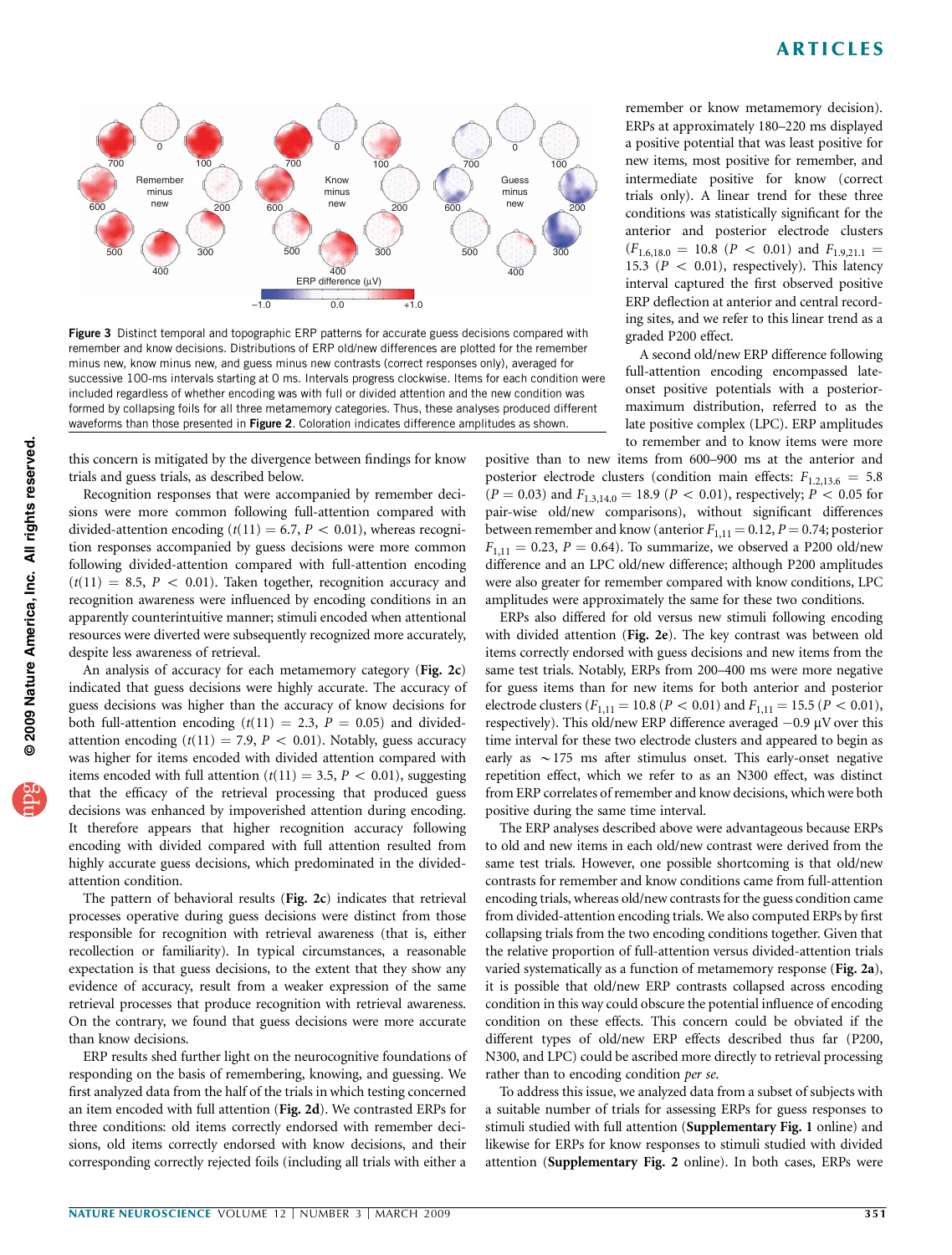Remember minus new
0
100
200
300
400
500
600
700

Know minus new
0
100
200
300
400
500
600
700

Guess minus new
0
100
200
300
400
500
600
700

ERP difference (μV)
−1.0
0.0
+1.0

**Figure 3** Distinct temporal and topographic ERP patterns for accurate guess decisions compared with remember and know decisions. Distributions of ERP old/new differences are plotted for the remember minus new, know minus new, and guess minus new contrasts (correct responses only), averaged for successive 100-ms intervals starting at 0 ms. Intervals progress clockwise. Items for each condition were included regardless of whether encoding was with full or divided attention and the new condition was formed by collapsing foils for all three metamemory categories. Thus, these analyses produced different waveforms than those presented in **Figure 2**. Coloration indicates difference amplitudes as shown.

this concern is mitigated by the divergence between findings for know trials and guess trials, as described below.

Recognition responses that were accompanied by remember decisions were more common following full-attention compared with divided-attention encoding ($t(11) = 6.7$, $P < 0.01$), whereas recognition responses accompanied by guess decisions were more common following divided-attention compared with full-attention encoding ($t(11) = 8.5$, $P < 0.01$). Taken together, recognition accuracy and recognition awareness were influenced by encoding conditions in an apparently counterintuitive manner; stimuli encoded when attentional resources were diverted were subsequently recognized more accurately, despite less awareness of retrieval.

An analysis of accuracy for each metamemory category (**Fig. 2c**) indicated that guess decisions were highly accurate. The accuracy of guess decisions was higher than the accuracy of know decisions for both full-attention encoding ($t(11) = 2.3$, $P = 0.05$) and divided-attention encoding ($t(11) = 7.9$, $P < 0.01$). Notably, guess accuracy was higher for items encoded with divided attention compared with items encoded with full attention ($t(11) = 3.5$, $P < 0.01$), suggesting that the efficacy of the retrieval processing that produced guess decisions was enhanced by impoverished attention during encoding. It therefore appears that higher recognition accuracy following encoding with divided compared with full attention resulted from highly accurate guess decisions, which predominated in the divided-attention condition.

The pattern of behavioral results (**Fig. 2c**) indicates that retrieval processes operative during guess decisions were distinct from those responsible for recognition with retrieval awareness (that is, either recollection or familiarity). In typical circumstances, a reasonable expectation is that guess decisions, to the extent that they show any evidence of accuracy, result from a weaker expression of the same retrieval processes that produce recognition with retrieval awareness. On the contrary, we found that guess decisions were more accurate than know decisions.

ERP results shed further light on the neurocognitive foundations of responding on the basis of remembering, knowing, and guessing. We first analyzed data from the half of the trials in which testing concerned an item encoded with full attention (**Fig. 2d**). We contrasted ERPs for three conditions: old items correctly endorsed with remember decisions, old items correctly endorsed with know decisions, and their corresponding correctly rejected foils (including all trials with either a remember or know metamemory decision). ERPs at approximately 180–220 ms displayed a positive potential that was least positive for new items, most positive for remember, and intermediate positive for know (correct trials only). A linear trend for these three conditions was statistically significant for the anterior and posterior electrode clusters ($F_{1.6,18.0} = 10.8$ ($P < 0.01$) and $F_{1.9,21.1} = 15.3$ ($P < 0.01$), respectively). This latency interval captured the first observed positive ERP deflection at anterior and central recording sites, and we refer to this linear trend as a graded P200 effect.

A second old/new ERP difference following full-attention encoding encompassed late-onset positive potentials with a posterior-maximum distribution, referred to as the late positive complex (LPC). ERP amplitudes to remember and to know items were more positive than to new items from 600–900 ms at the anterior and posterior electrode clusters (condition main effects: $F_{1.2,13.6} = 5.8$ ($P = 0.03$) and $F_{1.3,14.0} = 18.9$ ($P < 0.01$), respectively; $P < 0.05$ for pair-wise old/new comparisons), without significant differences between remember and know (anterior $F_{1,11} = 0.12$, $P = 0.74$; posterior $F_{1,11} = 0.23$, $P = 0.64$). To summarize, we observed a P200 old/new difference and an LPC old/new difference; although P200 amplitudes were also greater for remember compared with know conditions, LPC amplitudes were approximately the same for these two conditions.

ERPs also differed for old versus new stimuli following encoding with divided attention (**Fig. 2e**). The key contrast was between old items correctly endorsed with guess decisions and new items from the same test trials. Notably, ERPs from 200–400 ms were more negative for guess items than for new items for both anterior and posterior electrode clusters ($F_{1,11} = 10.8$ ($P < 0.01$) and $F_{1,11} = 15.5$ ($P < 0.01$), respectively). This old/new ERP difference averaged −0.9 μV over this time interval for these two electrode clusters and appeared to begin as early as ~175 ms after stimulus onset. This early-onset negative repetition effect, which we refer to as an N300 effect, was distinct from ERP correlates of remember and know decisions, which were both positive during the same time interval.

The ERP analyses described above were advantageous because ERPs to old and new items in each old/new contrast were derived from the same test trials. However, one possible shortcoming is that old/new contrasts for remember and know conditions came from full-attention encoding trials, whereas old/new contrasts for the guess condition came from divided-attention encoding trials. We also computed ERPs by first collapsing trials from the two encoding conditions together. Given that the relative proportion of full-attention versus divided-attention trials varied systematically as a function of metamemory response (**Fig. 2a**), it is possible that old/new ERP contrasts collapsed across encoding condition in this way could obscure the potential influence of encoding condition on these effects. This concern could be obviated if the different types of old/new ERP effects described thus far (P200, N300, and LPC) could be ascribed more directly to retrieval processing rather than to encoding condition *per se*.

To address this issue, we analyzed data from a subset of subjects with a suitable number of trials for assessing ERPs for guess responses to stimuli studied with full attention (**Supplementary Fig. 1** online) and likewise for ERPs for know responses to stimuli studied with divided attention (**Supplementary Fig. 2** online). In both cases, ERPs were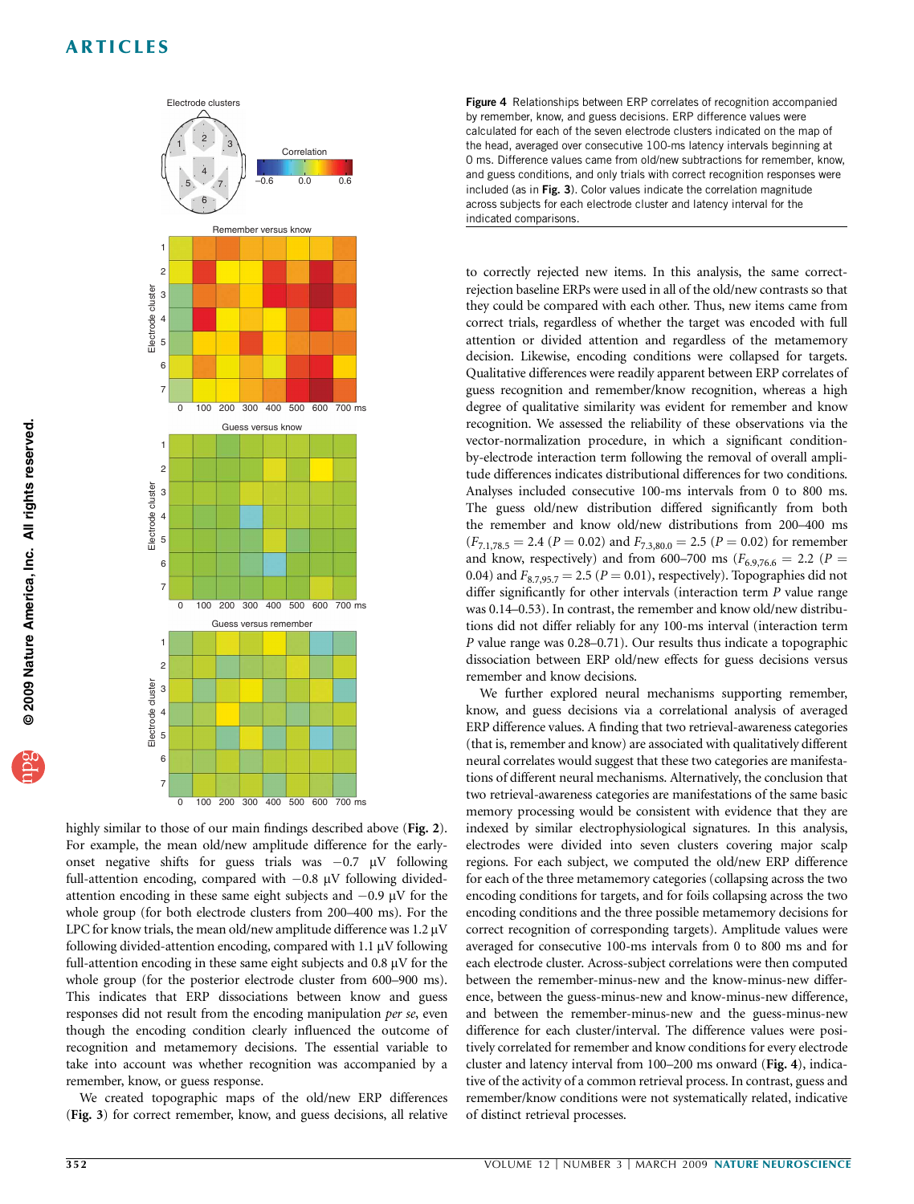Electrode clusters

Correlation

−0.6 0.0 0.6

Remember versus know

Electrode cluster

0 100 200 300 400 500 600 700 ms

Guess versus know

Electrode cluster

0 100 200 300 400 500 600 700 ms

Guess versus remember

Electrode cluster

0 100 200 300 400 500 600 700 ms

**Figure 4** Relationships between ERP correlates of recognition accompanied by remember, know, and guess decisions. ERP difference values were calculated for each of the seven electrode clusters indicated on the map of the head, averaged over consecutive 100-ms latency intervals beginning at 0 ms. Difference values came from old/new subtractions for remember, know, and guess conditions, and only trials with correct recognition responses were included (as in **Fig. 3**). Color values indicate the correlation magnitude across subjects for each electrode cluster and latency interval for the indicated comparisons.

highly similar to those of our main findings described above (**Fig. 2**). For example, the mean old/new amplitude difference for the early-onset negative shifts for guess trials was −0.7 µV following full-attention encoding, compared with −0.8 µV following divided-attention encoding in these same eight subjects and −0.9 µV for the whole group (for both electrode clusters from 200–400 ms). For the LPC for know trials, the mean old/new amplitude difference was 1.2 µV following divided-attention encoding, compared with 1.1 µV following full-attention encoding in these same eight subjects and 0.8 µV for the whole group (for the posterior electrode cluster from 600–900 ms). This indicates that ERP dissociations between know and guess responses did not result from the encoding manipulation *per se*, even though the encoding condition clearly influenced the outcome of recognition and metamemory decisions. The essential variable to take into account was whether recognition was accompanied by a remember, know, or guess response.

We created topographic maps of the old/new ERP differences (**Fig. 3**) for correct remember, know, and guess decisions, all relative to correctly rejected new items. In this analysis, the same correct-rejection baseline ERPs were used in all of the old/new contrasts so that they could be compared with each other. Thus, new items came from correct trials, regardless of whether the target was encoded with full attention or divided attention and regardless of the metamemory decision. Likewise, encoding conditions were collapsed for targets. Qualitative differences were readily apparent between ERP correlates of guess recognition and remember/know recognition, whereas a high degree of qualitative similarity was evident for remember and know recognition. We assessed the reliability of these observations via the vector-normalization procedure, in which a significant condition-by-electrode interaction term following the removal of overall amplitude differences indicates distributional differences for two conditions. Analyses included consecutive 100-ms intervals from 0 to 800 ms. The guess old/new distribution differed significantly from both the remember and know old/new distributions from 200–400 ms ($F_{7.1,78.5} = 2.4$ ($P = 0.02$) and $F_{7.3,80.0} = 2.5$ ($P = 0.02$) for remember and know, respectively) and from 600–700 ms ($F_{6.9,76.6} = 2.2$ ($P = 0.04$) and $F_{8.7,95.7} = 2.5$ ($P = 0.01$), respectively). Topographies did not differ significantly for other intervals (interaction term $P$ value range was 0.14–0.53). In contrast, the remember and know old/new distributions did not differ reliably for any 100-ms interval (interaction term $P$ value range was 0.28–0.71). Our results thus indicate a topographic dissociation between ERP old/new effects for guess decisions versus remember and know decisions.

We further explored neural mechanisms supporting remember, know, and guess decisions via a correlational analysis of averaged ERP difference values. A finding that two retrieval-awareness categories (that is, remember and know) are associated with qualitatively different neural correlates would suggest that these two categories are manifestations of different neural mechanisms. Alternatively, the conclusion that two retrieval-awareness categories are manifestations of the same basic memory processing would be consistent with evidence that they are indexed by similar electrophysiological signatures. In this analysis, electrodes were divided into seven clusters covering major scalp regions. For each subject, we computed the old/new ERP difference for each of the three metamemory categories (collapsing across the two encoding conditions for targets, and for foils collapsing across the two encoding conditions and the three possible metamemory decisions for correct recognition of corresponding targets). Amplitude values were averaged for consecutive 100-ms intervals from 0 to 800 ms and for each electrode cluster. Across-subject correlations were then computed between the remember-minus-new and the know-minus-new difference, between the guess-minus-new and know-minus-new difference, and between the remember-minus-new and the guess-minus-new difference for each cluster/interval. The difference values were positively correlated for remember and know conditions for every electrode cluster and latency interval from 100–200 ms onward (**Fig. 4**), indicative of the activity of a common retrieval process. In contrast, guess and remember/know conditions were not systematically related, indicative of distinct retrieval processes.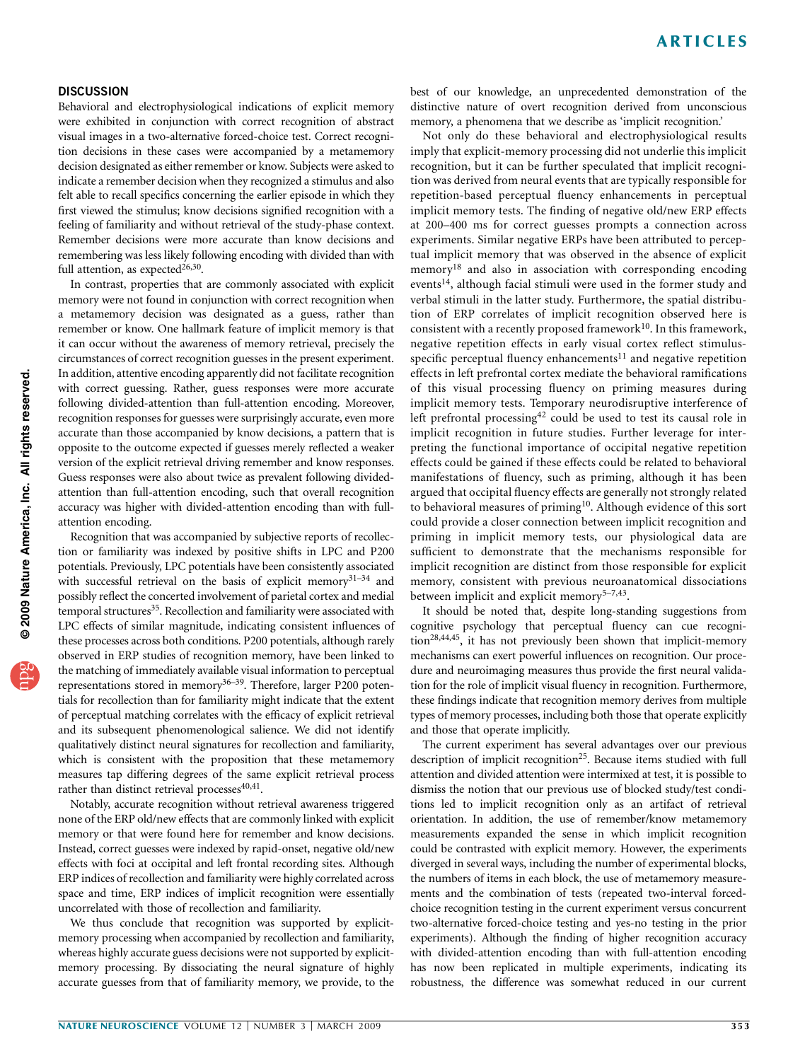## DISCUSSION

Behavioral and electrophysiological indications of explicit memory were exhibited in conjunction with correct recognition of abstract visual images in a two-alternative forced-choice test. Correct recognition decisions in these cases were accompanied by a metamemory decision designated as either remember or know. Subjects were asked to indicate a remember decision when they recognized a stimulus and also felt able to recall specifics concerning the earlier episode in which they first viewed the stimulus; know decisions signified recognition with a feeling of familiarity and without retrieval of the study-phase context. Remember decisions were more accurate than know decisions and remembering was less likely following encoding with divided than with full attention, as expected[26,30].

In contrast, properties that are commonly associated with explicit memory were not found in conjunction with correct recognition when a metamemory decision was designated as a guess, rather than remember or know. One hallmark feature of implicit memory is that it can occur without the awareness of memory retrieval, precisely the circumstances of correct recognition guesses in the present experiment. In addition, attentive encoding apparently did not facilitate recognition with correct guessing. Rather, guess responses were more accurate following divided-attention than full-attention encoding. Moreover, recognition responses for guesses were surprisingly accurate, even more accurate than those accompanied by know decisions, a pattern that is opposite to the outcome expected if guesses merely reflected a weaker version of the explicit retrieval driving remember and know responses. Guess responses were also about twice as prevalent following divided-attention than full-attention encoding, such that overall recognition accuracy was higher with divided-attention encoding than with full-attention encoding.

Recognition that was accompanied by subjective reports of recollection or familiarity was indexed by positive shifts in LPC and P200 potentials. Previously, LPC potentials have been consistently associated with successful retrieval on the basis of explicit memory[31–34] and possibly reflect the concerted involvement of parietal cortex and medial temporal structures[35]. Recollection and familiarity were associated with LPC effects of similar magnitude, indicating consistent influences of these processes across both conditions. P200 potentials, although rarely observed in ERP studies of recognition memory, have been linked to the matching of immediately available visual information to perceptual representations stored in memory[36–39]. Therefore, larger P200 potentials for recollection than for familiarity might indicate that the extent of perceptual matching correlates with the efficacy of explicit retrieval and its subsequent phenomenological salience. We did not identify qualitatively distinct neural signatures for recollection and familiarity, which is consistent with the proposition that these metamemory measures tap differing degrees of the same explicit retrieval process rather than distinct retrieval processes[40,41].

Notably, accurate recognition without retrieval awareness triggered none of the ERP old/new effects that are commonly linked with explicit memory or that were found here for remember and know decisions. Instead, correct guesses were indexed by rapid-onset, negative old/new effects with foci at occipital and left frontal recording sites. Although ERP indices of recollection and familiarity were highly correlated across space and time, ERP indices of implicit recognition were essentially uncorrelated with those of recollection and familiarity.

We thus conclude that recognition was supported by explicit-memory processing when accompanied by recollection and familiarity, whereas highly accurate guess decisions were not supported by explicit-memory processing. By dissociating the neural signature of highly accurate guesses from that of familiarity memory, we provide, to the best of our knowledge, an unprecedented demonstration of the distinctive nature of overt recognition derived from unconscious memory, a phenomena that we describe as 'implicit recognition.'

Not only do these behavioral and electrophysiological results imply that explicit-memory processing did not underlie this implicit recognition, but it can be further speculated that implicit recognition was derived from neural events that are typically responsible for repetition-based perceptual fluency enhancements in perceptual implicit memory tests. The finding of negative old/new ERP effects at 200–400 ms for correct guesses prompts a connection across experiments. Similar negative ERPs have been attributed to perceptual implicit memory that was observed in the absence of explicit memory[18] and also in association with corresponding encoding events[14], although facial stimuli were used in the former study and verbal stimuli in the latter study. Furthermore, the spatial distribution of ERP correlates of implicit recognition observed here is consistent with a recently proposed framework[10]. In this framework, negative repetition effects in early visual cortex reflect stimulus-specific perceptual fluency enhancements[11] and negative repetition effects in left prefrontal cortex mediate the behavioral ramifications of this visual processing fluency on priming measures during implicit memory tests. Temporary neurodisruptive interference of left prefrontal processing[42] could be used to test its causal role in implicit recognition in future studies. Further leverage for interpreting the functional importance of occipital negative repetition effects could be gained if these effects could be related to behavioral manifestations of fluency, such as priming, although it has been argued that occipital fluency effects are generally not strongly related to behavioral measures of priming[10]. Although evidence of this sort could provide a closer connection between implicit recognition and priming in implicit memory tests, our physiological data are sufficient to demonstrate that the mechanisms responsible for implicit recognition are distinct from those responsible for explicit memory, consistent with previous neuroanatomical dissociations between implicit and explicit memory[5–7,43].

It should be noted that, despite long-standing suggestions from cognitive psychology that perceptual fluency can cue recognition[28,44,45], it has not previously been shown that implicit-memory mechanisms can exert powerful influences on recognition. Our procedure and neuroimaging measures thus provide the first neural validation for the role of implicit visual fluency in recognition. Furthermore, these findings indicate that recognition memory derives from multiple types of memory processes, including both those that operate explicitly and those that operate implicitly.

The current experiment has several advantages over our previous description of implicit recognition[25]. Because items studied with full attention and divided attention were intermixed at test, it is possible to dismiss the notion that our previous use of blocked study/test conditions led to implicit recognition only as an artifact of retrieval orientation. In addition, the use of remember/know metamemory measurements expanded the sense in which implicit recognition could be contrasted with explicit memory. However, the experiments diverged in several ways, including the number of experimental blocks, the numbers of items in each block, the use of metamemory measurements and the combination of tests (repeated two-interval forced-choice recognition testing in the current experiment versus concurrent two-alternative forced-choice testing and yes-no testing in the prior experiments). Although the finding of higher recognition accuracy with divided-attention encoding than with full-attention encoding has now been replicated in multiple experiments, indicating its robustness, the difference was somewhat reduced in our current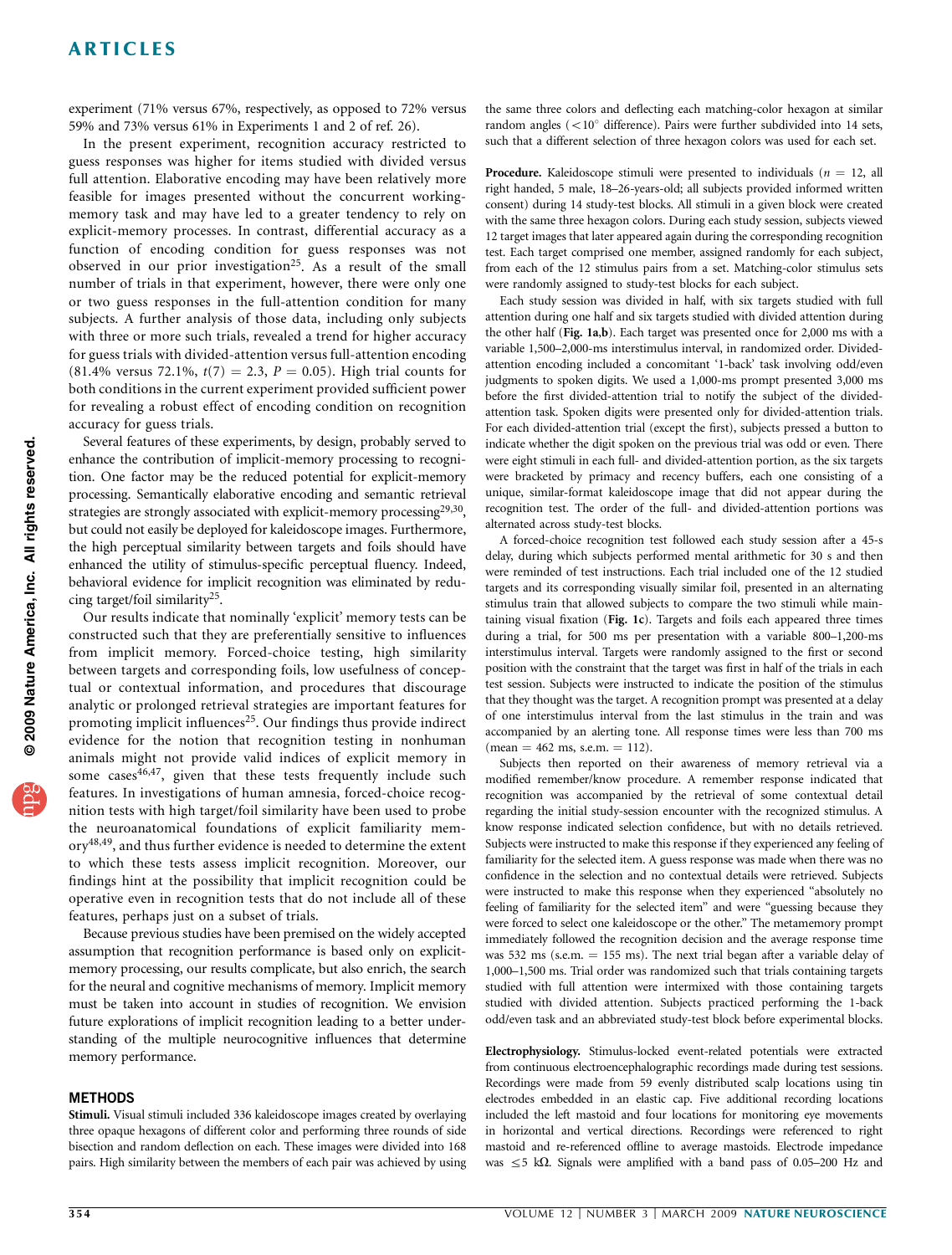experiment (71% versus 67%, respectively, as opposed to 72% versus 59% and 73% versus 61% in Experiments 1 and 2 of ref. 26).

In the present experiment, recognition accuracy restricted to guess responses was higher for items studied with divided versus full attention. Elaborative encoding may have been relatively more feasible for images presented without the concurrent working-memory task and may have led to a greater tendency to rely on explicit-memory processes. In contrast, differential accuracy as a function of encoding condition for guess responses was not observed in our prior investigation[25]. As a result of the small number of trials in that experiment, however, there were only one or two guess responses in the full-attention condition for many subjects. A further analysis of those data, including only subjects with three or more such trials, revealed a trend for higher accuracy for guess trials with divided-attention versus full-attention encoding (81.4% versus 72.1%, $t(7) = 2.3$, $P = 0.05$). High trial counts for both conditions in the current experiment provided sufficient power for revealing a robust effect of encoding condition on recognition accuracy for guess trials.

Several features of these experiments, by design, probably served to enhance the contribution of implicit-memory processing to recognition. One factor may be the reduced potential for explicit-memory processing. Semantically elaborative encoding and semantic retrieval strategies are strongly associated with explicit-memory processing[29,30], but could not easily be deployed for kaleidoscope images. Furthermore, the high perceptual similarity between targets and foils should have enhanced the utility of stimulus-specific perceptual fluency. Indeed, behavioral evidence for implicit recognition was eliminated by reducing target/foil similarity[25].

Our results indicate that nominally 'explicit' memory tests can be constructed such that they are preferentially sensitive to influences from implicit memory. Forced-choice testing, high similarity between targets and corresponding foils, low usefulness of conceptual or contextual information, and procedures that discourage analytic or prolonged retrieval strategies are important features for promoting implicit influences[25]. Our findings thus provide indirect evidence for the notion that recognition testing in nonhuman animals might not provide valid indices of explicit memory in some cases[46,47], given that these tests frequently include such features. In investigations of human amnesia, forced-choice recognition tests with high target/foil similarity have been used to probe the neuroanatomical foundations of explicit familiarity memory[48,49], and thus further evidence is needed to determine the extent to which these tests assess implicit recognition. Moreover, our findings hint at the possibility that implicit recognition could be operative even in recognition tests that do not include all of these features, perhaps just on a subset of trials.

Because previous studies have been premised on the widely accepted assumption that recognition performance is based only on explicit-memory processing, our results complicate, but also enrich, the search for the neural and cognitive mechanisms of memory. Implicit memory must be taken into account in studies of recognition. We envision future explorations of implicit recognition leading to a better understanding of the multiple neurocognitive influences that determine memory performance.

## METHODS

**Stimuli.** Visual stimuli included 336 kaleidoscope images created by overlaying three opaque hexagons of different color and performing three rounds of side bisection and random deflection on each. These images were divided into 168 pairs. High similarity between the members of each pair was achieved by using the same three colors and deflecting each matching-color hexagon at similar random angles ($<10°$ difference). Pairs were further subdivided into 14 sets, such that a different selection of three hexagon colors was used for each set.

**Procedure.** Kaleidoscope stimuli were presented to individuals ($n = 12$, all right handed, 5 male, 18–26-years-old; all subjects provided informed written consent) during 14 study-test blocks. All stimuli in a given block were created with the same three hexagon colors. During each study session, subjects viewed 12 target images that later appeared again during the corresponding recognition test. Each target comprised one member, assigned randomly for each subject, from each of the 12 stimulus pairs from a set. Matching-color stimulus sets were randomly assigned to study-test blocks for each subject.

Each study session was divided in half, with six targets studied with full attention during one half and six targets studied with divided attention during the other half (**Fig. 1a,b**). Each target was presented once for 2,000 ms with a variable 1,500–2,000-ms interstimulus interval, in randomized order. Divided-attention encoding included a concomitant '1-back' task involving odd/even judgments to spoken digits. We used a 1,000-ms prompt presented 3,000 ms before the first divided-attention trial to notify the subject of the divided-attention task. Spoken digits were presented only for divided-attention trials. For each divided-attention trial (except the first), subjects pressed a button to indicate whether the digit spoken on the previous trial was odd or even. There were eight stimuli in each full- and divided-attention portion, as the six targets were bracketed by primacy and recency buffers, each one consisting of a unique, similar-format kaleidoscope image that did not appear during the recognition test. The order of the full- and divided-attention portions was alternated across study-test blocks.

A forced-choice recognition test followed each study session after a 45-s delay, during which subjects performed mental arithmetic for 30 s and then were reminded of test instructions. Each trial included one of the 12 studied targets and its corresponding visually similar foil, presented in an alternating stimulus train that allowed subjects to compare the two stimuli while maintaining visual fixation (**Fig. 1c**). Targets and foils each appeared three times during a trial, for 500 ms per presentation with a variable 800–1,200-ms interstimulus interval. Targets were randomly assigned to the first or second position with the constraint that the target was first in half of the trials in each test session. Subjects were instructed to indicate the position of the stimulus that they thought was the target. A recognition prompt was presented at a delay of one interstimulus interval from the last stimulus in the train and was accompanied by an alerting tone. All response times were less than 700 ms (mean = 462 ms, s.e.m. = 112).

Subjects then reported on their awareness of memory retrieval via a modified remember/know procedure. A remember response indicated that recognition was accompanied by the retrieval of some contextual detail regarding the initial study-session encounter with the recognized stimulus. A know response indicated selection confidence, but with no details retrieved. Subjects were instructed to make this response if they experienced any feeling of familiarity for the selected item. A guess response was made when there was no confidence in the selection and no contextual details were retrieved. Subjects were instructed to make this response when they experienced "absolutely no feeling of familiarity for the selected item" and were "guessing because they were forced to select one kaleidoscope or the other." The metamemory prompt immediately followed the recognition decision and the average response time was 532 ms (s.e.m. = 155 ms). The next trial began after a variable delay of 1,000–1,500 ms. Trial order was randomized such that trials containing targets studied with full attention were intermixed with those containing targets studied with divided attention. Subjects practiced performing the 1-back odd/even task and an abbreviated study-test block before experimental blocks.

**Electrophysiology.** Stimulus-locked event-related potentials were extracted from continuous electroencephalographic recordings made during test sessions. Recordings were made from 59 evenly distributed scalp locations using tin electrodes embedded in an elastic cap. Five additional recording locations included the left mastoid and four locations for monitoring eye movements in horizontal and vertical directions. Recordings were referenced to right mastoid and re-referenced offline to average mastoids. Electrode impedance was $\leq 5$ k$\Omega$. Signals were amplified with a band pass of 0.05–200 Hz and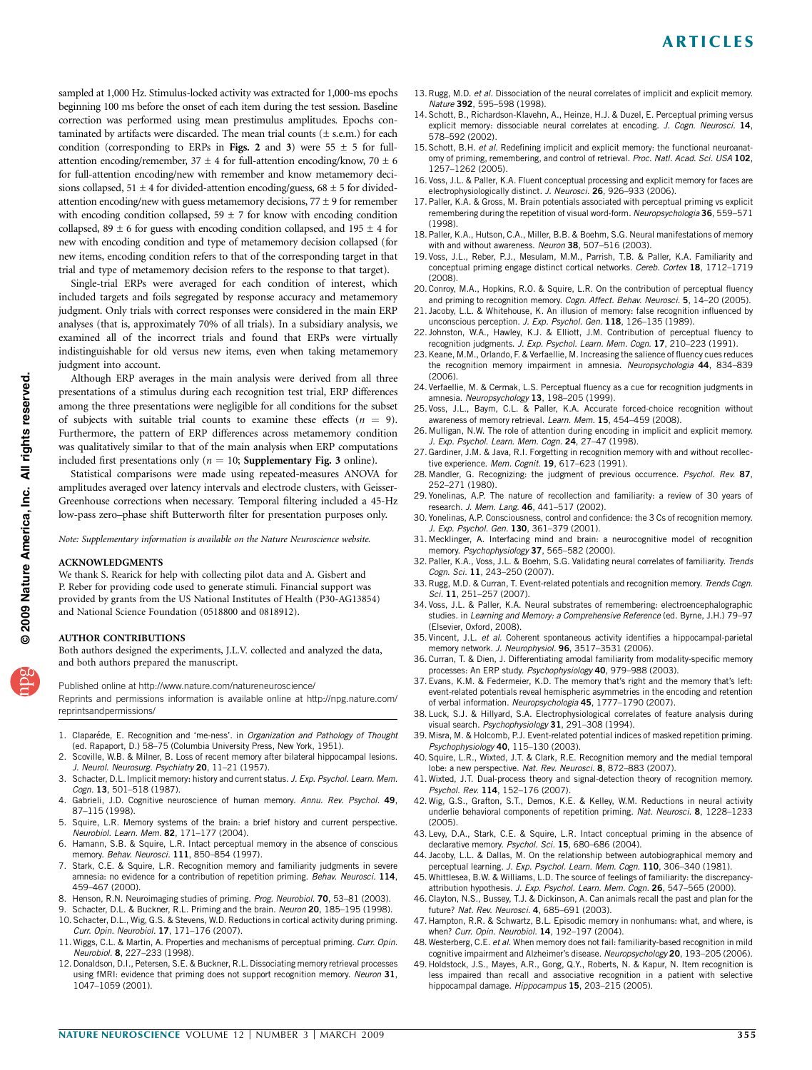sampled at 1,000 Hz. Stimulus-locked activity was extracted for 1,000-ms epochs beginning 100 ms before the onset of each item during the test session. Baseline correction was performed using mean prestimulus amplitudes. Epochs contaminated by artifacts were discarded. The mean trial counts (± s.e.m.) for each condition (corresponding to ERPs in **Figs. 2** and **3**) were 55 ± 5 for full-attention encoding/remember, 37 ± 4 for full-attention encoding/know, 70 ± 6 for full-attention encoding/new with remember and know metamemory decisions collapsed, 51 ± 4 for divided-attention encoding/guess, 68 ± 5 for divided-attention encoding/new with guess metamemory decisions, 77 ± 9 for remember with encoding condition collapsed, 59 ± 7 for know with encoding condition collapsed, 89 ± 6 for guess with encoding condition collapsed, and 195 ± 4 for new with encoding condition and type of metamemory decision collapsed (for new items, encoding condition refers to that of the corresponding target in that trial and type of metamemory decision refers to the response to that target).

Single-trial ERPs were averaged for each condition of interest, which included targets and foils segregated by response accuracy and metamemory judgment. Only trials with correct responses were considered in the main ERP analyses (that is, approximately 70% of all trials). In a subsidiary analysis, we examined all of the incorrect trials and found that ERPs were virtually indistinguishable for old versus new items, even when taking metamemory judgment into account.

Although ERP averages in the main analysis were derived from all three presentations of a stimulus during each recognition test trial, ERP differences among the three presentations were negligible for all conditions for the subset of subjects with suitable trial counts to examine these effects ($n = 9$). Furthermore, the pattern of ERP differences across metamemory condition was qualitatively similar to that of the main analysis when ERP computations included first presentations only ($n = 10$; **Supplementary Fig. 3** online).

Statistical comparisons were made using repeated-measures ANOVA for amplitudes averaged over latency intervals and electrode clusters, with Geisser-Greenhouse corrections when necessary. Temporal filtering included a 45-Hz low-pass zero–phase shift Butterworth filter for presentation purposes only.

*Note: Supplementary information is available on the Nature Neuroscience website.*

### ACKNOWLEDGMENTS

We thank S. Rearick for help with collecting pilot data and A. Gisbert and P. Reber for providing code used to generate stimuli. Financial support was provided by grants from the US National Institutes of Health (P30-AG13854) and National Science Foundation (0518800 and 0818912).

### AUTHOR CONTRIBUTIONS

Both authors designed the experiments, J.L.V. collected and analyzed the data, and both authors prepared the manuscript.

Published online at http://www.nature.com/natureneuroscience/
Reprints and permissions information is available online at http://npg.nature.com/reprintsandpermissions/

1. Claparède, E. Recognition and 'me-ness'. in *Organization and Pathology of Thought* (ed. Rapaport, D.) 58–75 (Columbia University Press, New York, 1951).
2. Scoville, W.B. & Milner, B. Loss of recent memory after bilateral hippocampal lesions. *J. Neurol. Neurosurg. Psychiatry* **20**, 11–21 (1957).
3. Schacter, D.L. Implicit memory: history and current status. *J. Exp. Psychol. Learn. Mem. Cogn.* **13**, 501–518 (1987).
4. Gabrieli, J.D. Cognitive neuroscience of human memory. *Annu. Rev. Psychol.* **49**, 87–115 (1998).
5. Squire, L.R. Memory systems of the brain: a brief history and current perspective. *Neurobiol. Learn. Mem.* **82**, 171–177 (2004).
6. Hamann, S.B. & Squire, L.R. Intact perceptual memory in the absence of conscious memory. *Behav. Neurosci.* **111**, 850–854 (1997).
7. Stark, C.E. & Squire, L.R. Recognition memory and familiarity judgments in severe amnesia: no evidence for a contribution of repetition priming. *Behav. Neurosci.* **114**, 459–467 (2000).
8. Henson, R.N. Neuroimaging studies of priming. *Prog. Neurobiol.* **70**, 53–81 (2003).
9. Schacter, D.L. & Buckner, R.L. Priming and the brain. *Neuron* **20**, 185–195 (1998).
10. Schacter, D.L., Wig, G.S. & Stevens, W.D. Reductions in cortical activity during priming. *Curr. Opin. Neurobiol.* **17**, 171–176 (2007).
11. Wiggs, C.L. & Martin, A. Properties and mechanisms of perceptual priming. *Curr. Opin. Neurobiol.* **8**, 227–233 (1998).
12. Donaldson, D.I., Petersen, S.E. & Buckner, R.L. Dissociating memory retrieval processes using fMRI: evidence that priming does not support recognition memory. *Neuron* **31**, 1047–1059 (2001).
13. Rugg, M.D. *et al.* Dissociation of the neural correlates of implicit and explicit memory. *Nature* **392**, 595–598 (1998).
14. Schott, B., Richardson-Klavehn, A., Heinze, H.J. & Duzel, E. Perceptual priming versus explicit memory: dissociable neural correlates at encoding. *J. Cogn. Neurosci.* **14**, 578–592 (2002).
15. Schott, B.H. *et al.* Redefining implicit and explicit memory: the functional neuroanatomy of priming, remembering, and control of retrieval. *Proc. Natl. Acad. Sci. USA* **102**, 1257–1262 (2005).
16. Voss, J.L. & Paller, K.A. Fluent conceptual processing and explicit memory for faces are electrophysiologically distinct. *J. Neurosci.* **26**, 926–933 (2006).
17. Paller, K.A. & Gross, M. Brain potentials associated with perceptual priming vs explicit remembering during the repetition of visual word-form. *Neuropsychologia* **36**, 559–571 (1998).
18. Paller, K.A., Hutson, C.A., Miller, B.B. & Boehm, S.G. Neural manifestations of memory with and without awareness. *Neuron* **38**, 507–516 (2003).
19. Voss, J.L., Reber, P.J., Mesulam, M.M., Parrish, T.B. & Paller, K.A. Familiarity and conceptual priming engage distinct cortical networks. *Cereb. Cortex* **18**, 1712–1719 (2008).
20. Conroy, M.A., Hopkins, R.O. & Squire, L.R. On the contribution of perceptual fluency and priming to recognition memory. *Cogn. Affect. Behav. Neurosci.* **5**, 14–20 (2005).
21. Jacoby, L.L. & Whitehouse, K. An illusion of memory: false recognition influenced by unconscious perception. *J. Exp. Psychol. Gen.* **118**, 126–135 (1989).
22. Johnston, W.A., Hawley, K.J. & Elliott, J.M. Contribution of perceptual fluency to recognition judgments. *J. Exp. Psychol. Learn. Mem. Cogn.* **17**, 210–223 (1991).
23. Keane, M.M., Orlando, F. & Verfaellie, M. Increasing the salience of fluency cues reduces the recognition memory impairment in amnesia. *Neuropsychologia* **44**, 834–839 (2006).
24. Verfaellie, M. & Cermak, L.S. Perceptual fluency as a cue for recognition judgments in amnesia. *Neuropsychology* **13**, 198–205 (1999).
25. Voss, J.L., Baym, C.L. & Paller, K.A. Accurate forced-choice recognition without awareness of memory retrieval. *Learn. Mem.* **15**, 454–459 (2008).
26. Mulligan, N.W. The role of attention during encoding in implicit and explicit memory. *J. Exp. Psychol. Learn. Mem. Cogn.* **24**, 27–47 (1998).
27. Gardiner, J.M. & Java, R.I. Forgetting in recognition memory with and without recollective experience. *Mem. Cognit.* **19**, 617–623 (1991).
28. Mandler, G. Recognizing: the judgment of previous occurrence. *Psychol. Rev.* **87**, 252–271 (1980).
29. Yonelinas, A.P. The nature of recollection and familiarity: a review of 30 years of research. *J. Mem. Lang.* **46**, 441–517 (2002).
30. Yonelinas, A.P. Consciousness, control and confidence: the 3 Cs of recognition memory. *J. Exp. Psychol. Gen.* **130**, 361–379 (2001).
31. Mecklinger, A. Interfacing mind and brain: a neurocognitive model of recognition memory. *Psychophysiology* **37**, 565–582 (2000).
32. Paller, K.A., Voss, J.L. & Boehm, S.G. Validating neural correlates of familiarity. *Trends Cogn. Sci.* **11**, 243–250 (2007).
33. Rugg, M.D. & Curran, T. Event-related potentials and recognition memory. *Trends Cogn. Sci.* **11**, 251–257 (2007).
34. Voss, J.L. & Paller, K.A. Neural substrates of remembering: electroencephalographic studies. in *Learning and Memory: a Comprehensive Reference* (ed. Byrne, J.H.) 79–97 (Elsevier, Oxford, 2008).
35. Vincent, J.L. *et al.* Coherent spontaneous activity identifies a hippocampal-parietal memory network. *J. Neurophysiol.* **96**, 3517–3531 (2006).
36. Curran, T. & Dien, J. Differentiating amodal familiarity from modality-specific memory processes: An ERP study. *Psychophysiology* **40**, 979–988 (2003).
37. Evans, K.M. & Federmeier, K.D. The memory that's right and the memory that's left: event-related potentials reveal hemispheric asymmetries in the encoding and retention of verbal information. *Neuropsychologia* **45**, 1777–1790 (2007).
38. Luck, S.J. & Hillyard, S.A. Electrophysiological correlates of feature analysis during visual search. *Psychophysiology* **31**, 291–308 (1994).
39. Misra, M. & Holcomb, P.J. Event-related potential indices of masked repetition priming. *Psychophysiology* **40**, 115–130 (2003).
40. Squire, L.R., Wixted, J.T. & Clark, R.E. Recognition memory and the medial temporal lobe: a new perspective. *Nat. Rev. Neurosci.* **8**, 872–883 (2007).
41. Wixted, J.T. Dual-process theory and signal-detection theory of recognition memory. *Psychol. Rev.* **114**, 152–176 (2007).
42. Wig, G.S., Grafton, S.T., Demos, K.E. & Kelley, W.M. Reductions in neural activity underlie behavioral components of repetition priming. *Nat. Neurosci.* **8**, 1228–1233 (2005).
43. Levy, D.A., Stark, C.E. & Squire, L.R. Intact conceptual priming in the absence of declarative memory. *Psychol. Sci.* **15**, 680–686 (2004).
44. Jacoby, L.L. & Dallas, M. On the relationship between autobiographical memory and perceptual learning. *J. Exp. Psychol. Learn. Mem. Cogn.* **110**, 306–340 (1981).
45. Whittlesea, B.W. & Williams, L.D. The source of feelings of familiarity: the discrepancy-attribution hypothesis. *J. Exp. Psychol. Learn. Mem. Cogn.* **26**, 547–565 (2000).
46. Clayton, N.S., Bussey, T.J. & Dickinson, A. Can animals recall the past and plan for the future? *Nat. Rev. Neurosci.* **4**, 685–691 (2003).
47. Hampton, R.R. & Schwartz, B.L. Episodic memory in nonhumans: what, and where, is when? *Curr. Opin. Neurobiol.* **14**, 192–197 (2004).
48. Westerberg, C.E. *et al.* When memory does not fail: familiarity-based recognition in mild cognitive impairment and Alzheimer's disease. *Neuropsychology* **20**, 193–205 (2006).
49. Holdstock, J.S., Mayes, A.R., Gong, Q.Y., Roberts, N. & Kapur, N. Item recognition is less impaired than recall and associative recognition in a patient with selective hippocampal damage. *Hippocampus* **15**, 203–215 (2005).